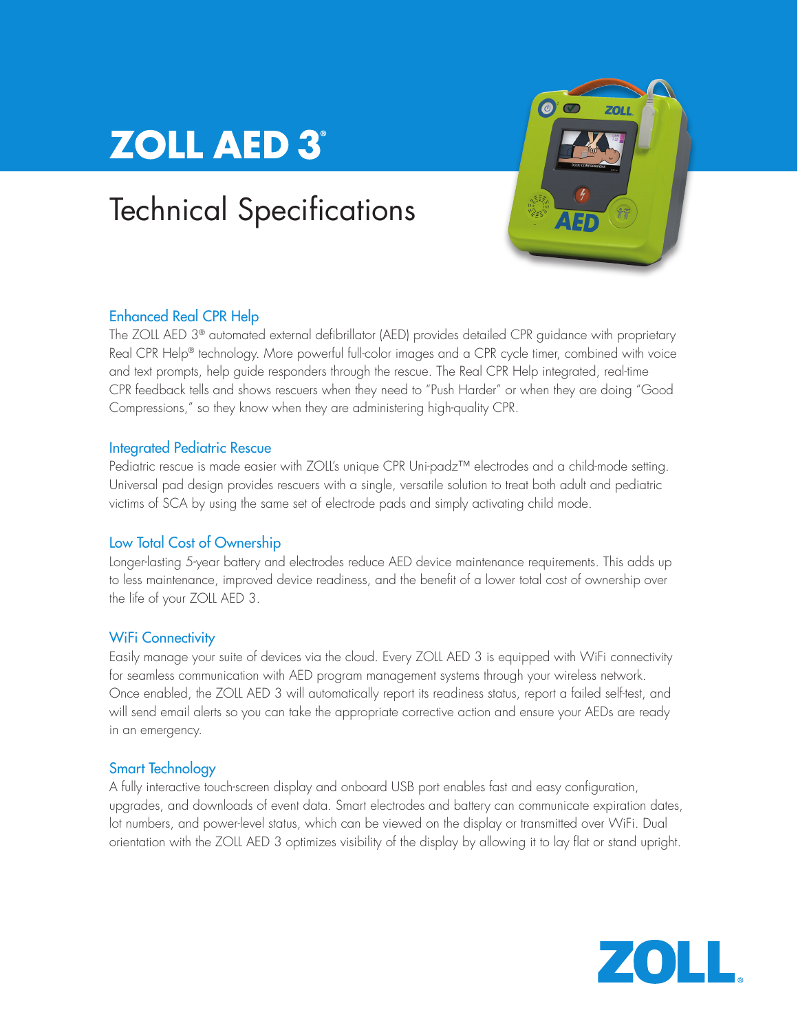# ZOLL AED 3®

## Technical Specifications

### Enhanced Real CPR Help

The ZOLL AED 3® automated external defibrillator (AED) provides detailed CPR guidance with proprietary Real CPR Help® technology. More powerful full-color images and a CPR cycle timer, combined with voice and text prompts, help guide responders through the rescue. The Real CPR Help integrated, real-time CPR feedback tells and shows rescuers when they need to "Push Harder" or when they are doing "Good Compressions," so they know when they are administering high-quality CPR.

### Integrated Pediatric Rescue

Pediatric rescue is made easier with ZOLL's unique CPR Uni-padz™ electrodes and a child-mode setting. Universal pad design provides rescuers with a single, versatile solution to treat both adult and pediatric victims of SCA by using the same set of electrode pads and simply activating child mode.

### Low Total Cost of Ownership

Longer-lasting 5-year battery and electrodes reduce AED device maintenance requirements. This adds up to less maintenance, improved device readiness, and the benefit of a lower total cost of ownership over the life of your ZOLL AED 3.

### WiFi Connectivity

Easily manage your suite of devices via the cloud. Every ZOLL AED 3 is equipped with WiFi connectivity for seamless communication with AED program management systems through your wireless network. Once enabled, the ZOLL AED 3 will automatically report its readiness status, report a failed self-test, and will send email alerts so you can take the appropriate corrective action and ensure your AEDs are ready in an emergency.

### Smart Technology

A fully interactive touch-screen display and onboard USB port enables fast and easy configuration, upgrades, and downloads of event data. Smart electrodes and battery can communicate expiration dates, lot numbers, and power-level status, which can be viewed on the display or transmitted over WiFi. Dual orientation with the ZOLL AED 3 optimizes visibility of the display by allowing it to lay flat or stand upright.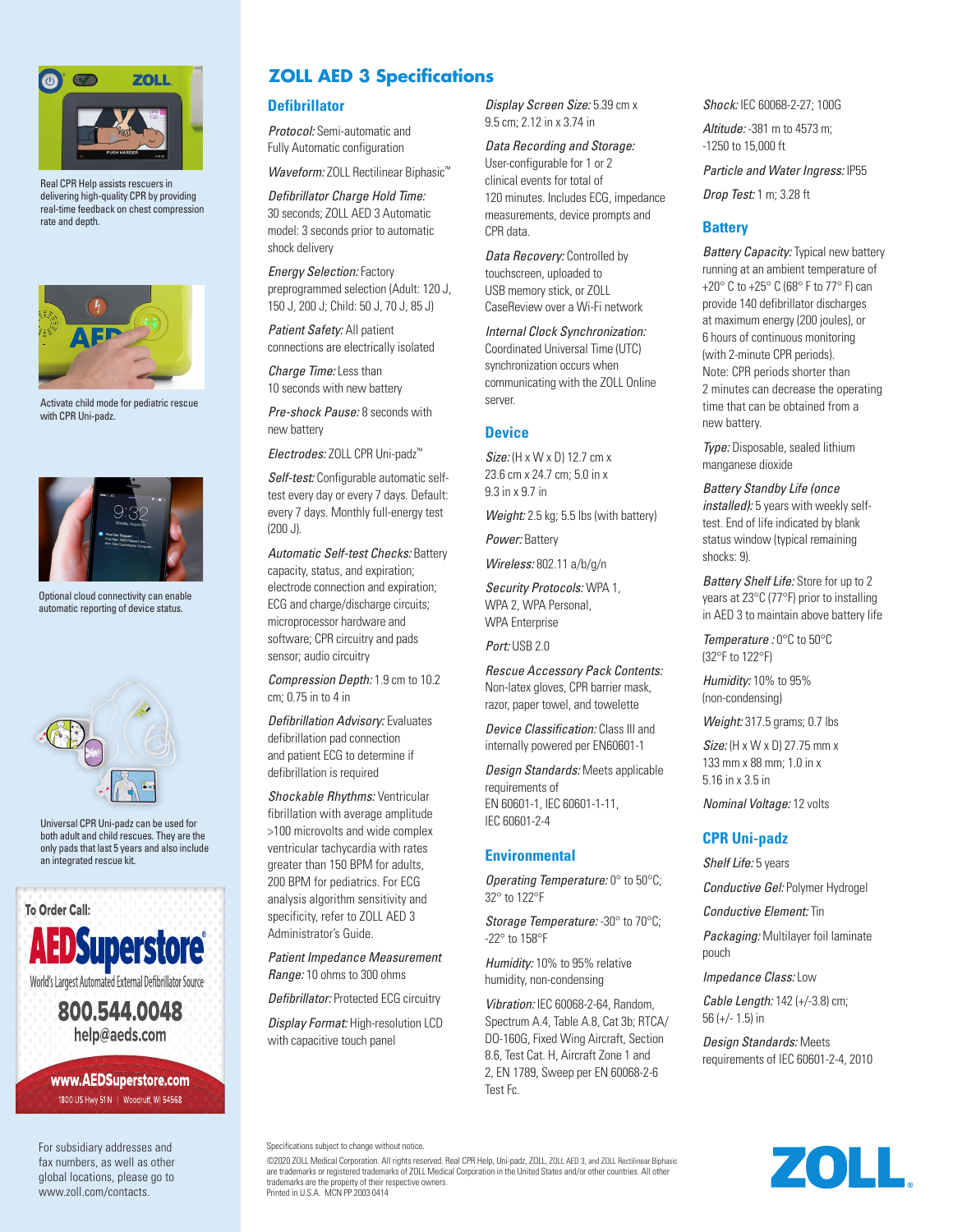# ZOLL AED 3 Specifications

## Defibrillator

*Protocol:* Semi-automatic and Fully Automatic configuration

*Waveform:* ZOLL Rectilinear Biphasic™

*Defibrillator Charge Hold Time:* 30 seconds; ZOLL AED 3 Automatic model: 3 seconds prior to automatic shock delivery

*Energy Selection:* Factory preprogrammed selection (Adult: 120 J, 150 J, 200 J; Child: 50 J, 70 J, 85 J)

*Patient Safety:* All patient connections are electrically isolated

*Charge Time:* Less than 10 seconds with new battery

*Pre-shock Pause:* 8 seconds with new battery

*Electrodes:* ZOLL CPR Uni-padz™

*Self-test:* Configurable automatic self-test every day or every 7 days. Default: every 7 days. Monthly full-energy test (200 J).

*Automatic Self-test Checks:* Battery capacity, status, and expiration; electrode connection and expiration; ECG and charge/discharge circuits; microprocessor hardware and software; CPR circuitry and pads sensor; audio circuitry

*Compression Depth:* 1.9 cm to 10.2 cm; 0.75 in to 4 in

*Defibrillation Advisory:* Evaluates defibrillation pad connection and patient ECG to determine if defibrillation is required

*Shockable Rhythms:* Ventricular fibrillation with average amplitude >100 microvolts and wide complex ventricular tachycardia with rates greater than 150 BPM for adults, 200 BPM for pediatrics. For ECG analysis algorithm sensitivity and specificity, refer to ZOLL AED 3 Administrator's Guide.

*Patient Impedance Measurement Range:* 10 ohms to 300 ohms

*Defibrillator:* Protected ECG circuitry

*Display Format:* High-resolution LCD with capacitive touch panel

*Display Screen Size:* 5.39 cm x 9.5 cm; 2.12 in x 3.74 in

*Data Recording and Storage:* User-configurable for 1 or 2 clinical events for total of 120 minutes. Includes ECG, impedance measurements, device prompts and CPR data.

*Data Recovery:* Controlled by touchscreen, uploaded to USB memory stick, or ZOLL CaseReview over a Wi-Fi network

*Internal Clock Synchronization:* Coordinated Universal Time (UTC) synchronization occurs when communicating with the ZOLL Online server.

## Device

*Size:* (H x W x D) 12.7 cm x 23.6 cm x 24.7 cm; 5.0 in x 9.3 in x 9.7 in

*Weight:* 2.5 kg; 5.5 lbs (with battery)

*Power:* Battery

*Wireless:* 802.11 a/b/g/n

*Security Protocols:* WPA 1, WPA 2, WPA Personal, WPA Enterprise

*Port:* USB 2.0

*Rescue Accessory Pack Contents:* Non-latex gloves, CPR barrier mask, razor, paper towel, and towelette

*Device Classification:* Class III and internally powered per EN60601-1

*Design Standards:* Meets applicable requirements of EN 60601-1, IEC 60601-1-11, IEC 60601-2-4

## Environmental

*Operating Temperature:* 0° to 50°C; 32° to 122°F

*Storage Temperature:* -30° to 70°C; -22° to 158°F

*Humidity:* 10% to 95% relative humidity, non-condensing

*Vibration:* IEC 60068-2-64, Random, Spectrum A.4, Table A.8, Cat 3b; RTCA/DO-160G, Fixed Wing Aircraft, Section 8.6, Test Cat. H, Aircraft Zone 1 and 2, EN 1789, Sweep per EN 60068-2-6 Test Fc.

*Shock:* IEC 60068-2-27; 100G

*Altitude:* -381 m to 4573 m; -1250 to 15,000 ft

*Particle and Water Ingress:* IP55

*Drop Test:* 1 m; 3.28 ft

## Battery

*Battery Capacity:* Typical new battery running at an ambient temperature of +20° C to +25° C (68° F to 77° F) can provide 140 defibrillator discharges at maximum energy (200 joules), or 6 hours of continuous monitoring (with 2-minute CPR periods). Note: CPR periods shorter than 2 minutes can decrease the operating time that can be obtained from a new battery.

*Type:* Disposable, sealed lithium manganese dioxide

*Battery Standby Life (once installed):* 5 years with weekly self-test. End of life indicated by blank status window (typical remaining shocks: 9).

*Battery Shelf Life:* Store for up to 2 years at 23°C (77°F) prior to installing in AED 3 to maintain above battery life

*Temperature :* 0°C to 50°C (32°F to 122°F)

*Humidity:* 10% to 95% (non-condensing)

*Weight:* 317.5 grams; 0.7 lbs

*Size:* (H x W x D) 27.75 mm x 133 mm x 88 mm; 1.0 in x 5.16 in x 3.5 in

*Nominal Voltage:* 12 volts

## CPR Uni-padz

*Shelf Life:* 5 years

*Conductive Gel:* Polymer Hydrogel

*Conductive Element:* Tin

*Packaging:* Multilayer foil laminate pouch

*Impedance Class:* Low

*Cable Length:* 142 (+/-3.8) cm; 56 (+/- 1.5) in

*Design Standards:* Meets requirements of IEC 60601-2-4, 2010

---

Real CPR Help assists rescuers in delivering high-quality CPR by providing real-time feedback on chest compression rate and depth.

Activate child mode for pediatric rescue with CPR Uni-padz.

Optional cloud connectivity can enable automatic reporting of device status.

Universal CPR Uni-padz can be used for both adult and child rescues. They are the only pads that last 5 years and also include an integrated rescue kit.

To Order Call:

**AEDSuperstore®**

World's Largest Automated External Defibrillator Source

**800.544.0048**

help@aeds.com

**www.AEDSuperstore.com**

1800 US Hwy 51 N | Woodruff, WI 54568

For subsidiary addresses and fax numbers, as well as other global locations, please go to www.zoll.com/contacts.

Specifications subject to change without notice.

©2020 ZOLL Medical Corporation. All rights reserved. Real CPR Help, Uni-padz, ZOLL, ZOLL AED 3, and ZOLL Rectilinear Biphasic are trademarks or registered trademarks of ZOLL Medical Corporation in the United States and/or other countries. All other trademarks are the property of their respective owners.
Printed in U.S.A. MCN PP 2003 0414

ZOLL®